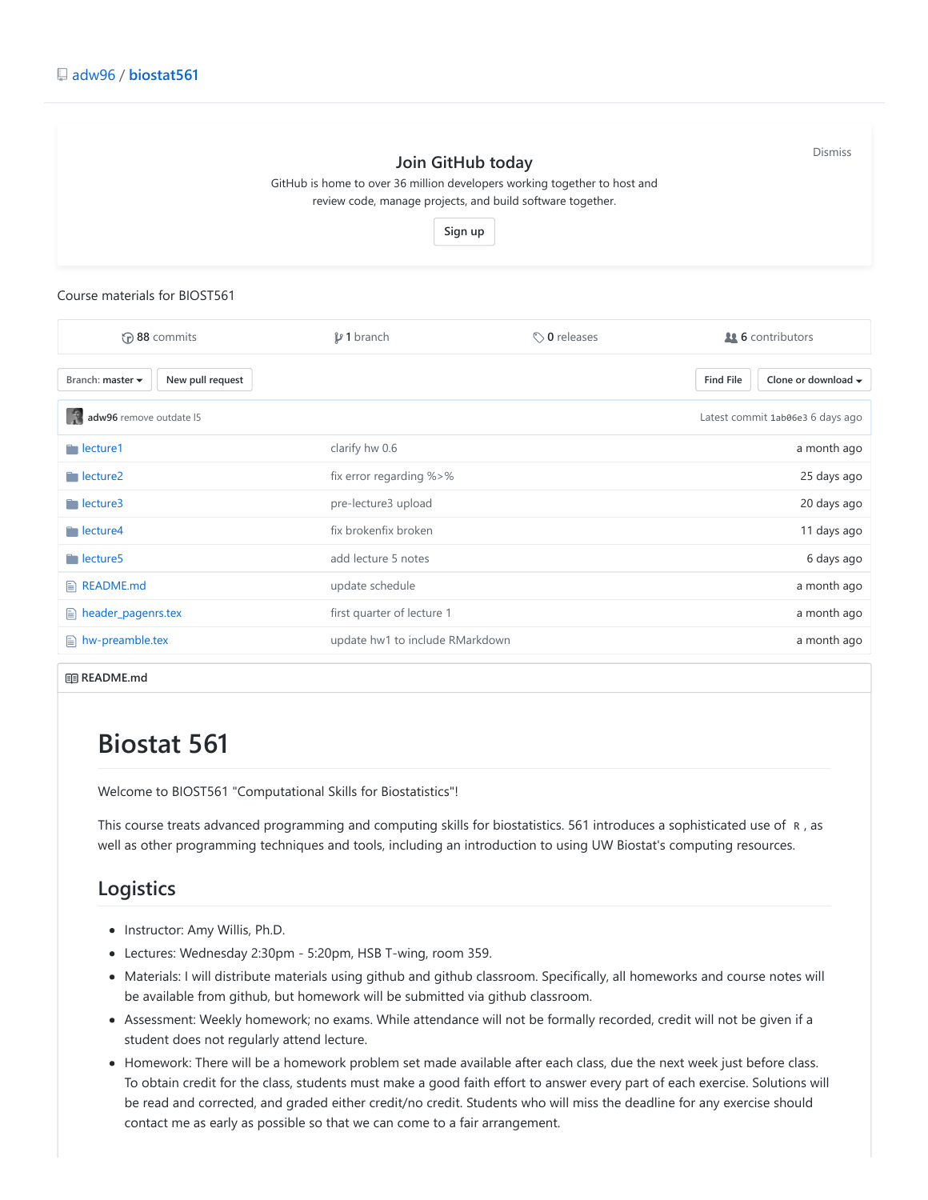adw96 / **biostat561**

Dismiss

**Join GitHub today**

GitHub is home to over 36 million developers working together to host and review code, manage projects, and build software together.

Sign up

Course materials for BIOST561

| **88** commits | **1** branch | **0** releases | **6** contributors |
|---|---|---|---|

Branch: master | New pull request | Find File | Clone or download

**adw96** remove outdate l5 — Latest commit 1ab06e3 6 days ago

| | | |
|---|---|---|
| lecture1 | clarify hw 0.6 | a month ago |
| lecture2 | fix error regarding %>% | 25 days ago |
| lecture3 | pre-lecture3 upload | 20 days ago |
| lecture4 | fix brokenfix broken | 11 days ago |
| lecture5 | add lecture 5 notes | 6 days ago |
| README.md | update schedule | a month ago |
| header_pagenrs.tex | first quarter of lecture 1 | a month ago |
| hw-preamble.tex | update hw1 to include RMarkdown | a month ago |

**README.md**

# Biostat 561

Welcome to BIOST561 "Computational Skills for Biostatistics"!

This course treats advanced programming and computing skills for biostatistics. 561 introduces a sophisticated use of `R`, as well as other programming techniques and tools, including an introduction to using UW Biostat's computing resources.

## Logistics

- Instructor: Amy Willis, Ph.D.
- Lectures: Wednesday 2:30pm - 5:20pm, HSB T-wing, room 359.
- Materials: I will distribute materials using github and github classroom. Specifically, all homeworks and course notes will be available from github, but homework will be submitted via github classroom.
- Assessment: Weekly homework; no exams. While attendance will not be formally recorded, credit will not be given if a student does not regularly attend lecture.
- Homework: There will be a homework problem set made available after each class, due the next week just before class. To obtain credit for the class, students must make a good faith effort to answer every part of each exercise. Solutions will be read and corrected, and graded either credit/no credit. Students who will miss the deadline for any exercise should contact me as early as possible so that we can come to a fair arrangement.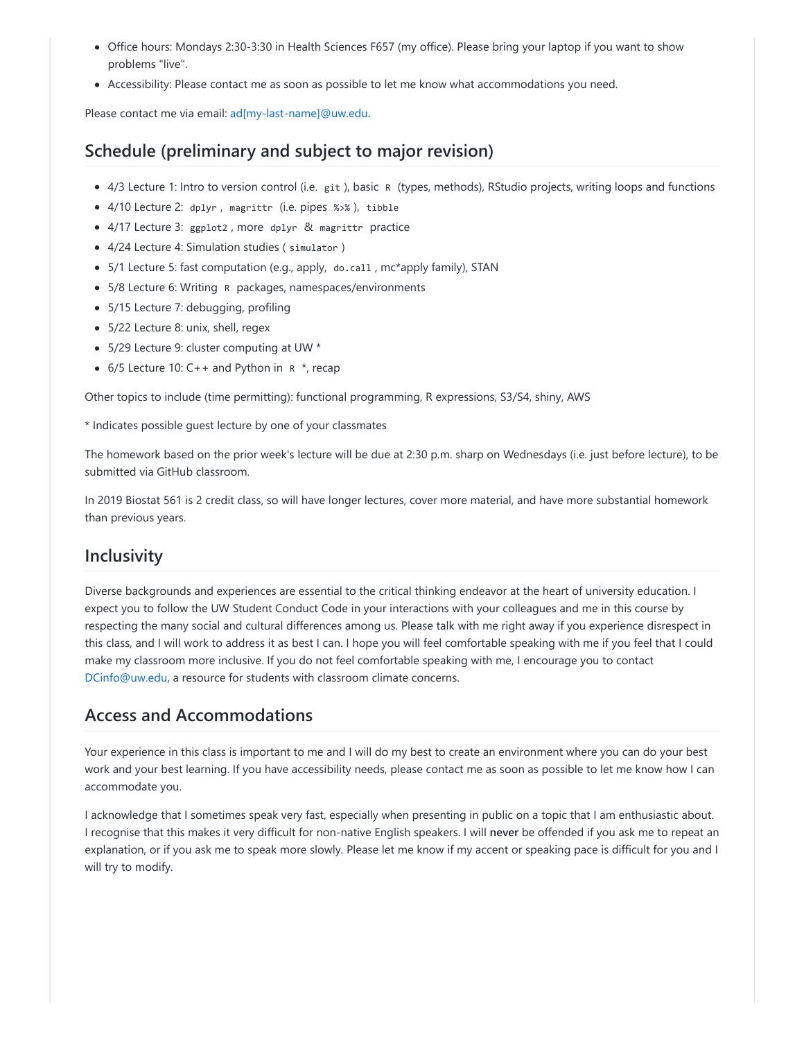- Office hours: Mondays 2:30-3:30 in Health Sciences F657 (my office). Please bring your laptop if you want to show problems "live".
- Accessibility: Please contact me as soon as possible to let me know what accommodations you need.

Please contact me via email: ad[my-last-name]@uw.edu.

## Schedule (preliminary and subject to major revision)

- 4/3 Lecture 1: Intro to version control (i.e. `git`), basic `R` (types, methods), RStudio projects, writing loops and functions
- 4/10 Lecture 2: `dplyr`, `magrittr` (i.e. pipes `%>%`), `tibble`
- 4/17 Lecture 3: `ggplot2`, more `dplyr` & `magrittr` practice
- 4/24 Lecture 4: Simulation studies (`simulator`)
- 5/1 Lecture 5: fast computation (e.g., apply, `do.call`, mc*apply family), STAN
- 5/8 Lecture 6: Writing `R` packages, namespaces/environments
- 5/15 Lecture 7: debugging, profiling
- 5/22 Lecture 8: unix, shell, regex
- 5/29 Lecture 9: cluster computing at UW *
- 6/5 Lecture 10: C++ and Python in `R` *, recap

Other topics to include (time permitting): functional programming, R expressions, S3/S4, shiny, AWS

* Indicates possible guest lecture by one of your classmates

The homework based on the prior week's lecture will be due at 2:30 p.m. sharp on Wednesdays (i.e. just before lecture), to be submitted via GitHub classroom.

In 2019 Biostat 561 is 2 credit class, so will have longer lectures, cover more material, and have more substantial homework than previous years.

## Inclusivity

Diverse backgrounds and experiences are essential to the critical thinking endeavor at the heart of university education. I expect you to follow the UW Student Conduct Code in your interactions with your colleagues and me in this course by respecting the many social and cultural differences among us. Please talk with me right away if you experience disrespect in this class, and I will work to address it as best I can. I hope you will feel comfortable speaking with me if you feel that I could make my classroom more inclusive. If you do not feel comfortable speaking with me, I encourage you to contact DCinfo@uw.edu, a resource for students with classroom climate concerns.

## Access and Accommodations

Your experience in this class is important to me and I will do my best to create an environment where you can do your best work and your best learning. If you have accessibility needs, please contact me as soon as possible to let me know how I can accommodate you.

I acknowledge that I sometimes speak very fast, especially when presenting in public on a topic that I am enthusiastic about. I recognise that this makes it very difficult for non-native English speakers. I will **never** be offended if you ask me to repeat an explanation, or if you ask me to speak more slowly. Please let me know if my accent or speaking pace is difficult for you and I will try to modify.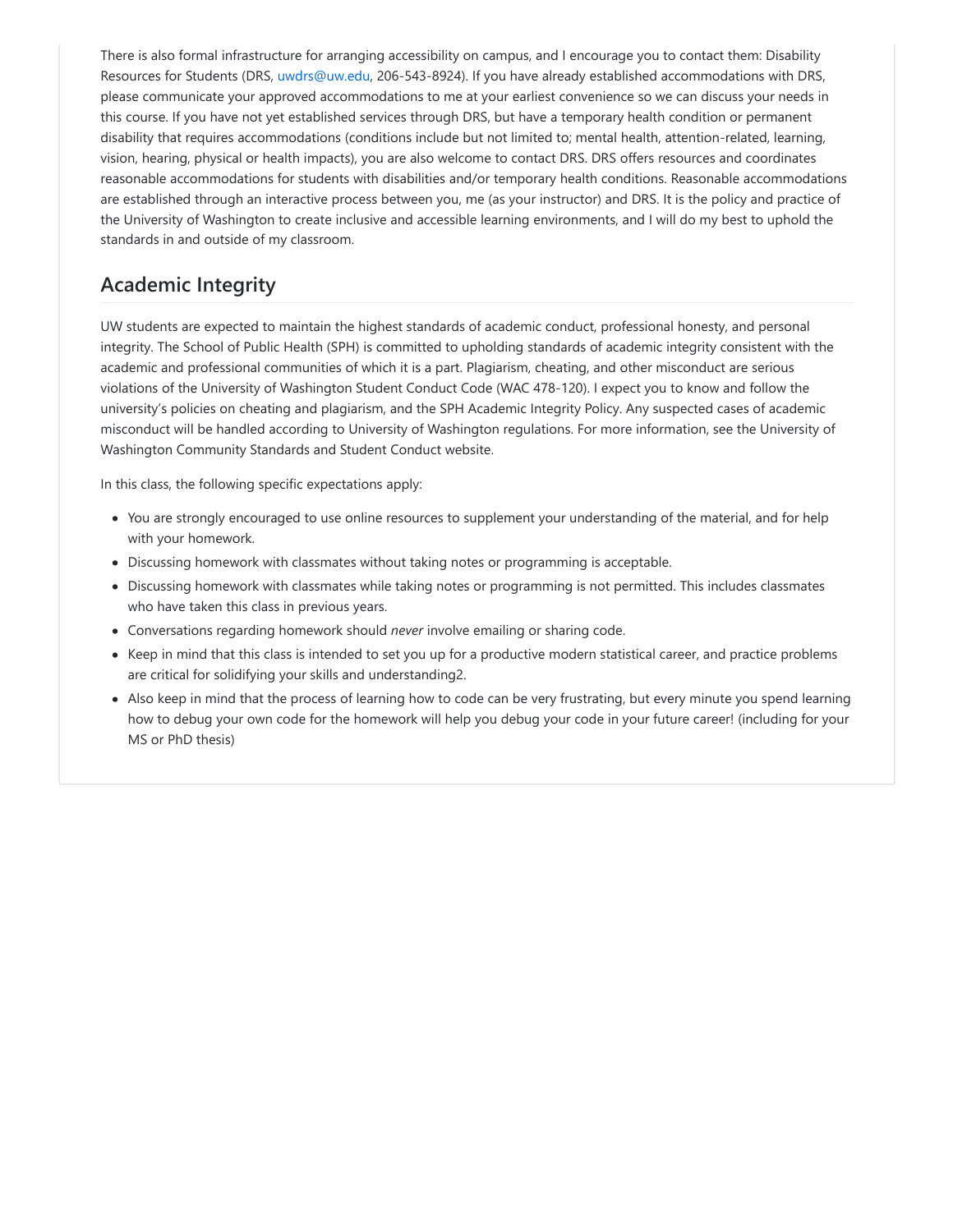There is also formal infrastructure for arranging accessibility on campus, and I encourage you to contact them: Disability Resources for Students (DRS, uwdrs@uw.edu, 206-543-8924). If you have already established accommodations with DRS, please communicate your approved accommodations to me at your earliest convenience so we can discuss your needs in this course. If you have not yet established services through DRS, but have a temporary health condition or permanent disability that requires accommodations (conditions include but not limited to; mental health, attention-related, learning, vision, hearing, physical or health impacts), you are also welcome to contact DRS. DRS offers resources and coordinates reasonable accommodations for students with disabilities and/or temporary health conditions. Reasonable accommodations are established through an interactive process between you, me (as your instructor) and DRS. It is the policy and practice of the University of Washington to create inclusive and accessible learning environments, and I will do my best to uphold the standards in and outside of my classroom.

## Academic Integrity

UW students are expected to maintain the highest standards of academic conduct, professional honesty, and personal integrity. The School of Public Health (SPH) is committed to upholding standards of academic integrity consistent with the academic and professional communities of which it is a part. Plagiarism, cheating, and other misconduct are serious violations of the University of Washington Student Conduct Code (WAC 478-120). I expect you to know and follow the university's policies on cheating and plagiarism, and the SPH Academic Integrity Policy. Any suspected cases of academic misconduct will be handled according to University of Washington regulations. For more information, see the University of Washington Community Standards and Student Conduct website.

In this class, the following specific expectations apply:

- You are strongly encouraged to use online resources to supplement your understanding of the material, and for help with your homework.
- Discussing homework with classmates without taking notes or programming is acceptable.
- Discussing homework with classmates while taking notes or programming is not permitted. This includes classmates who have taken this class in previous years.
- Conversations regarding homework should *never* involve emailing or sharing code.
- Keep in mind that this class is intended to set you up for a productive modern statistical career, and practice problems are critical for solidifying your skills and understanding2.
- Also keep in mind that the process of learning how to code can be very frustrating, but every minute you spend learning how to debug your own code for the homework will help you debug your code in your future career! (including for your MS or PhD thesis)